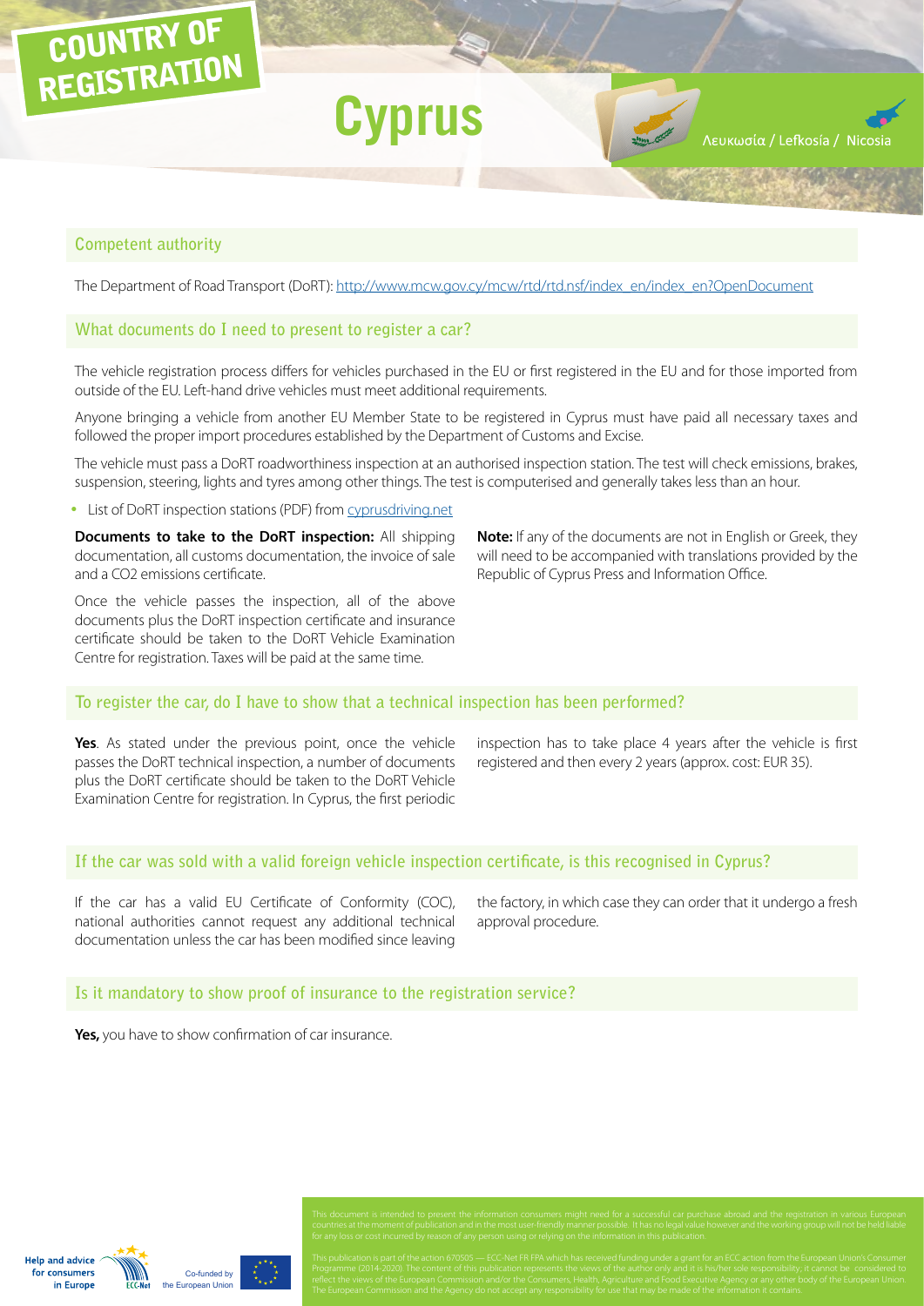# COUNTRY OF REGISTRATION

# Cyprus

Λευκωσία / Lefkosía / Nicosia

## Competent authority

The Department of Road Transport (DoRT): http://www.mcw.gov.cy/mcw/rtd/rtd.nsf/index_en/index_en?OpenDocument

## What documents do I need to present to register a car?

The vehicle registration process differs for vehicles purchased in the EU or first registered in the EU and for those imported from outside of the EU. Left-hand drive vehicles must meet additional requirements.

Anyone bringing a vehicle from another EU Member State to be registered in Cyprus must have paid all necessary taxes and followed the proper import procedures established by the Department of Customs and Excise.

The vehicle must pass a DoRT roadworthiness inspection at an authorised inspection station. The test will check emissions, brakes, suspension, steering, lights and tyres among other things. The test is computerised and generally takes less than an hour.

- List of DoRT inspection stations (PDF) from cyprusdriving.net

**Documents to take to the DoRT inspection:** All shipping documentation, all customs documentation, the invoice of sale and a $CO_2$ emissions certificate.

Once the vehicle passes the inspection, all of the above documents plus the DoRT inspection certificate and insurance certificate should be taken to the DoRT Vehicle Examination Centre for registration. Taxes will be paid at the same time.

**Note:** If any of the documents are not in English or Greek, they will need to be accompanied with translations provided by the Republic of Cyprus Press and Information Office.

## To register the car, do I have to show that a technical inspection has been performed?

**Yes**. As stated under the previous point, once the vehicle passes the DoRT technical inspection, a number of documents plus the DoRT certificate should be taken to the DoRT Vehicle Examination Centre for registration. In Cyprus, the first periodic inspection has to take place 4 years after the vehicle is first registered and then every 2 years (approx. cost: EUR 35).

## If the car was sold with a valid foreign vehicle inspection certificate, is this recognised in Cyprus?

If the car has a valid EU Certificate of Conformity (COC), national authorities cannot request any additional technical documentation unless the car has been modified since leaving the factory, in which case they can order that it undergo a fresh approval procedure.

## Is it mandatory to show proof of insurance to the registration service?

**Yes,** you have to show confirmation of car insurance.

This document is intended to present the information consumers might need for a successful car purchase abroad and the registration in various European countries at the moment of publication and in the most user-friendly manner possible. It has no legal value however and the working group will not be held liable for any loss or cost incurred by reason of any person using or relying on the information in this publication.

This publication is part of the action 670505 — ECC-Net FR FPA which has received funding under a grant for an ECC action from the European Union's Consumer Programme (2014-2020). The content of this publication represents the views of the author only and it is his/her sole responsibility; it cannot be considered to reflect the views of the European Commission and/or the Consumers, Health, Agriculture and Food Executive Agency or any other body of the European Union. The European Commission and the Agency do not accept any responsibility for use that may be made of the information it contains.

Help and advice for consumers in Europe — ECC-Net — Co-funded by the European Union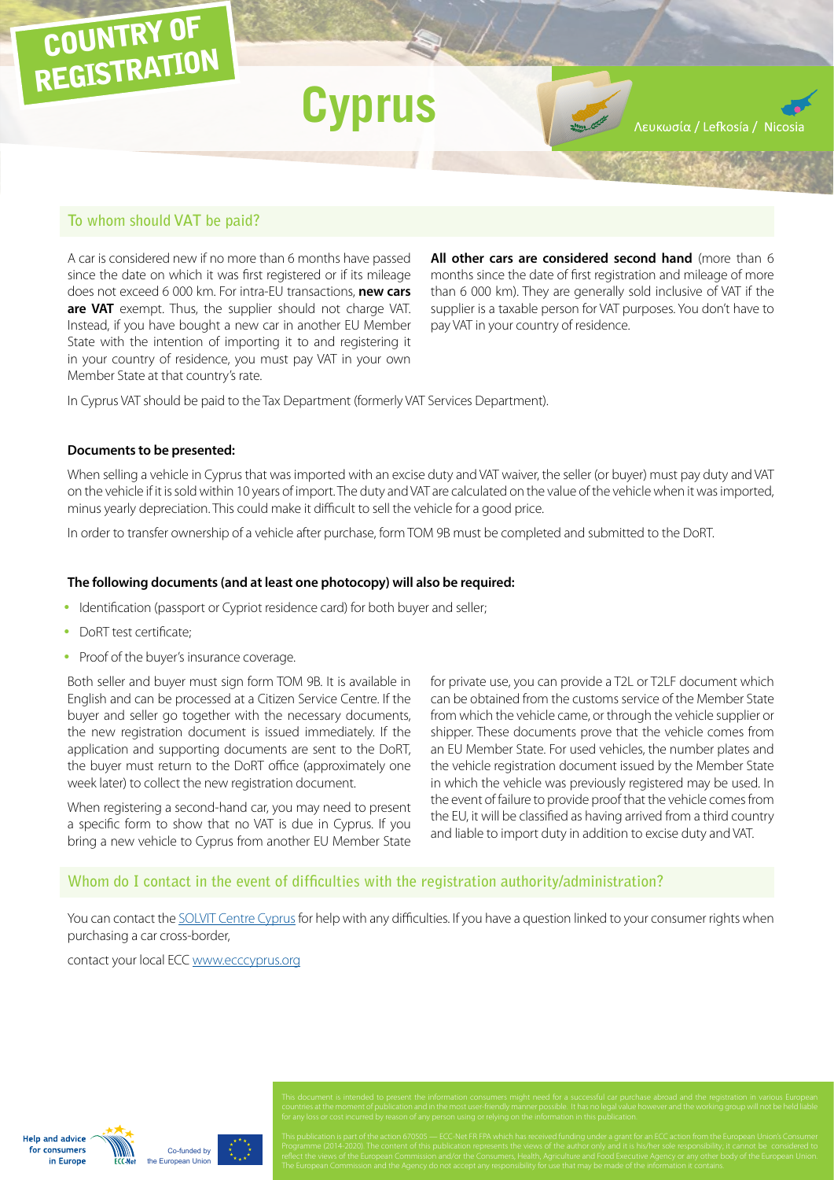COUNTRY OF REGISTRATION

# Cyprus

Λευκωσία / Lefkosía / Nicosia

## To whom should VAT be paid?

A car is considered new if no more than 6 months have passed since the date on which it was first registered or if its mileage does not exceed 6 000 km. For intra-EU transactions, **new cars are VAT** exempt. Thus, the supplier should not charge VAT. Instead, if you have bought a new car in another EU Member State with the intention of importing it to and registering it in your country of residence, you must pay VAT in your own Member State at that country's rate.

**All other cars are considered second hand** (more than 6 months since the date of first registration and mileage of more than 6 000 km). They are generally sold inclusive of VAT if the supplier is a taxable person for VAT purposes. You don't have to pay VAT in your country of residence.

In Cyprus VAT should be paid to the Tax Department (formerly VAT Services Department).

**Documents to be presented:**

When selling a vehicle in Cyprus that was imported with an excise duty and VAT waiver, the seller (or buyer) must pay duty and VAT on the vehicle if it is sold within 10 years of import. The duty and VAT are calculated on the value of the vehicle when it was imported, minus yearly depreciation. This could make it difficult to sell the vehicle for a good price.

In order to transfer ownership of a vehicle after purchase, form TOM 9B must be completed and submitted to the DoRT.

**The following documents (and at least one photocopy) will also be required:**

- Identification (passport or Cypriot residence card) for both buyer and seller;
- DoRT test certificate;
- Proof of the buyer's insurance coverage.

Both seller and buyer must sign form TOM 9B. It is available in English and can be processed at a Citizen Service Centre. If the buyer and seller go together with the necessary documents, the new registration document is issued immediately. If the application and supporting documents are sent to the DoRT, the buyer must return to the DoRT office (approximately one week later) to collect the new registration document.

When registering a second-hand car, you may need to present a specific form to show that no VAT is due in Cyprus. If you bring a new vehicle to Cyprus from another EU Member State for private use, you can provide a T2L or T2LF document which can be obtained from the customs service of the Member State from which the vehicle came, or through the vehicle supplier or shipper. These documents prove that the vehicle comes from an EU Member State. For used vehicles, the number plates and the vehicle registration document issued by the Member State in which the vehicle was previously registered may be used. In the event of failure to provide proof that the vehicle comes from the EU, it will be classified as having arrived from a third country and liable to import duty in addition to excise duty and VAT.

## Whom do I contact in the event of difficulties with the registration authority/administration?

You can contact the SOLVIT Centre Cyprus for help with any difficulties. If you have a question linked to your consumer rights when purchasing a car cross-border,

contact your local ECC www.ecccyprus.org

This document is intended to present the information consumers might need for a successful car purchase abroad and the registration in various European countries at the moment of publication and in the most user-friendly manner possible. It has no legal value however and the working group will not be held liable for any loss or cost incurred by reason of any person using or relying on the information in this publication.

This publication is part of the action 670505 — ECC-Net FR FPA which has received funding under a grant for an ECC action from the European Union's Consumer Programme (2014-2020). The content of this publication represents the views of the author only and it is his/her sole responsibility; it cannot be considered to reflect the views of the European Commission and/or the Consumers, Health, Agriculture and Food Executive Agency or any other body of the European Union. The European Commission and the Agency do not accept any responsibility for use that may be made of the information it contains.

Help and advice for consumers in Europe

ECC-Net

Co-funded by the European Union